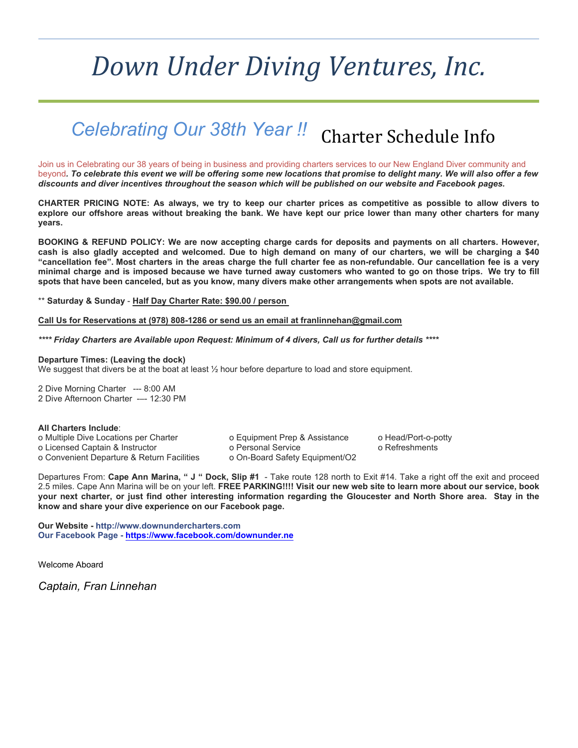# *Down Under Diving Ventures, Inc.*

## *Celebrating Our 38th Year !!* Charter Schedule Info

Join us in Celebrating our 38 years of being in business and providing charters services to our New England Diver community and beyond***. To celebrate this event we will be offering some new locations that promise to delight many. We will also offer a few discounts and diver incentives throughout the season which will be published on our website and Facebook pages.***

**CHARTER PRICING NOTE: As always, we try to keep our charter prices as competitive as possible to allow divers to explore our offshore areas without breaking the bank. We have kept our price lower than many other charters for many years.**

**BOOKING & REFUND POLICY: We are now accepting charge cards for deposits and payments on all charters. However, cash is also gladly accepted and welcomed. Due to high demand on many of our charters, we will be charging a $40 "cancellation fee". Most charters in the areas charge the full charter fee as non-refundable. Our cancellation fee is a very minimal charge and is imposed because we have turned away customers who wanted to go on those trips. We try to fill spots that have been canceled, but as you know, many divers make other arrangements when spots are not available.**

** **Saturday & Sunday** - **Half Day Charter Rate: $90.00 / person**

**Call Us for Reservations at (978) 808-1286 or send us an email at franlinnehan@gmail.com**

***\*\*\*\* Friday Charters are Available upon Request: Minimum of 4 divers, Call us for further details \*\*\*\****

**Departure Times: (Leaving the dock)**
We suggest that divers be at the boat at least ½ hour before departure to load and store equipment.

2 Dive Morning Charter --- 8:00 AM
2 Dive Afternoon Charter --- 12:30 PM

**All Charters Include**:

- Multiple Dive Locations per Charter
- Licensed Captain & Instructor
- Convenient Departure & Return Facilities
- Equipment Prep & Assistance
- Personal Service
- On-Board Safety Equipment/O2
- Head/Port-o-potty
- Refreshments

Departures From: **Cape Ann Marina, " J " Dock, Slip #1** - Take route 128 north to Exit #14. Take a right off the exit and proceed 2.5 miles. Cape Ann Marina will be on your left. **FREE PARKING!!!! Visit our new web site to learn more about our service, book your next charter, or just find other interesting information regarding the Gloucester and North Shore area. Stay in the know and share your dive experience on our Facebook page.**

**Our Website - http://www.downundercharters.com**
**Our Facebook Page - https://www.facebook.com/downunder.ne**

Welcome Aboard

*Captain, Fran Linnehan*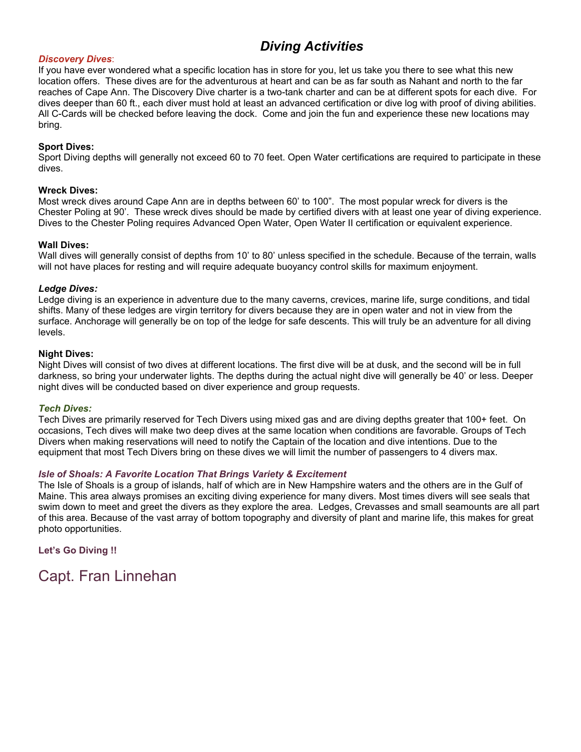# *Diving Activities*

***Discovery Dives***:

If you have ever wondered what a specific location has in store for you, let us take you there to see what this new location offers. These dives are for the adventurous at heart and can be as far south as Nahant and north to the far reaches of Cape Ann. The Discovery Dive charter is a two-tank charter and can be at different spots for each dive. For dives deeper than 60 ft., each diver must hold at least an advanced certification or dive log with proof of diving abilities. All C-Cards will be checked before leaving the dock. Come and join the fun and experience these new locations may bring.

**Sport Dives:**

Sport Diving depths will generally not exceed 60 to 70 feet. Open Water certifications are required to participate in these dives.

**Wreck Dives:**

Most wreck dives around Cape Ann are in depths between 60' to 100". The most popular wreck for divers is the Chester Poling at 90'. These wreck dives should be made by certified divers with at least one year of diving experience. Dives to the Chester Poling requires Advanced Open Water, Open Water II certification or equivalent experience.

**Wall Dives:**

Wall dives will generally consist of depths from 10' to 80' unless specified in the schedule. Because of the terrain, walls will not have places for resting and will require adequate buoyancy control skills for maximum enjoyment.

***Ledge Dives:***

Ledge diving is an experience in adventure due to the many caverns, crevices, marine life, surge conditions, and tidal shifts. Many of these ledges are virgin territory for divers because they are in open water and not in view from the surface. Anchorage will generally be on top of the ledge for safe descents. This will truly be an adventure for all diving levels.

**Night Dives:**

Night Dives will consist of two dives at different locations. The first dive will be at dusk, and the second will be in full darkness, so bring your underwater lights. The depths during the actual night dive will generally be 40' or less. Deeper night dives will be conducted based on diver experience and group requests.

***Tech Dives:***

Tech Dives are primarily reserved for Tech Divers using mixed gas and are diving depths greater that 100+ feet. On occasions, Tech dives will make two deep dives at the same location when conditions are favorable. Groups of Tech Divers when making reservations will need to notify the Captain of the location and dive intentions. Due to the equipment that most Tech Divers bring on these dives we will limit the number of passengers to 4 divers max.

***Isle of Shoals: A Favorite Location That Brings Variety & Excitement***

The Isle of Shoals is a group of islands, half of which are in New Hampshire waters and the others are in the Gulf of Maine. This area always promises an exciting diving experience for many divers. Most times divers will see seals that swim down to meet and greet the divers as they explore the area. Ledges, Crevasses and small seamounts are all part of this area. Because of the vast array of bottom topography and diversity of plant and marine life, this makes for great photo opportunities.

**Let's Go Diving !!**

Capt. Fran Linnehan